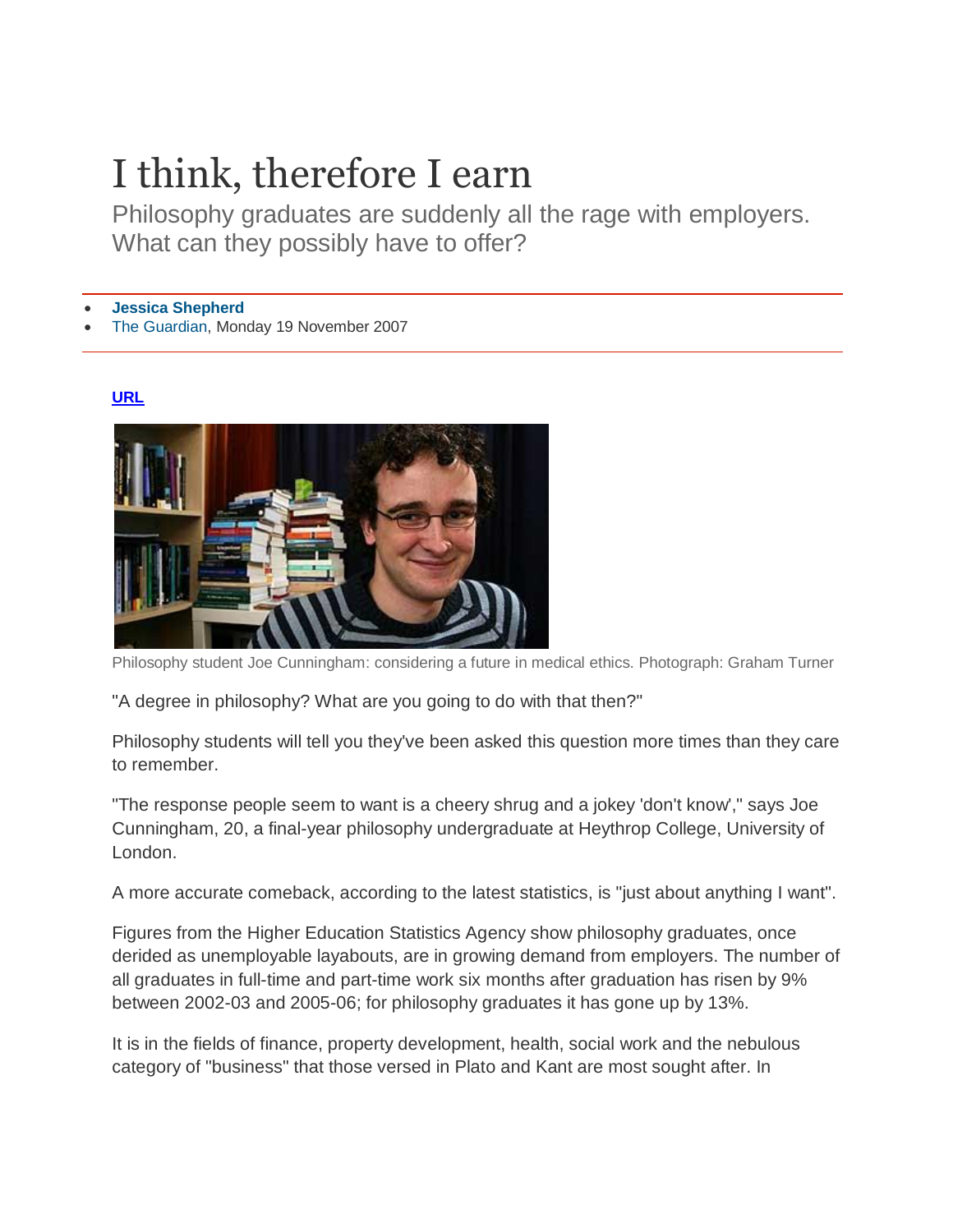# I think, therefore I earn

Philosophy graduates are suddenly all the rage with employers. What can they possibly have to offer?

- **Jessica Shepherd**
- The Guardian, Monday 19 November 2007

**URL**

Philosophy student Joe Cunningham: considering a future in medical ethics. Photograph: Graham Turner

"A degree in philosophy? What are you going to do with that then?"

Philosophy students will tell you they've been asked this question more times than they care to remember.

"The response people seem to want is a cheery shrug and a jokey 'don't know'," says Joe Cunningham, 20, a final-year philosophy undergraduate at Heythrop College, University of London.

A more accurate comeback, according to the latest statistics, is "just about anything I want".

Figures from the Higher Education Statistics Agency show philosophy graduates, once derided as unemployable layabouts, are in growing demand from employers. The number of all graduates in full-time and part-time work six months after graduation has risen by 9% between 2002-03 and 2005-06; for philosophy graduates it has gone up by 13%.

It is in the fields of finance, property development, health, social work and the nebulous category of "business" that those versed in Plato and Kant are most sought after. In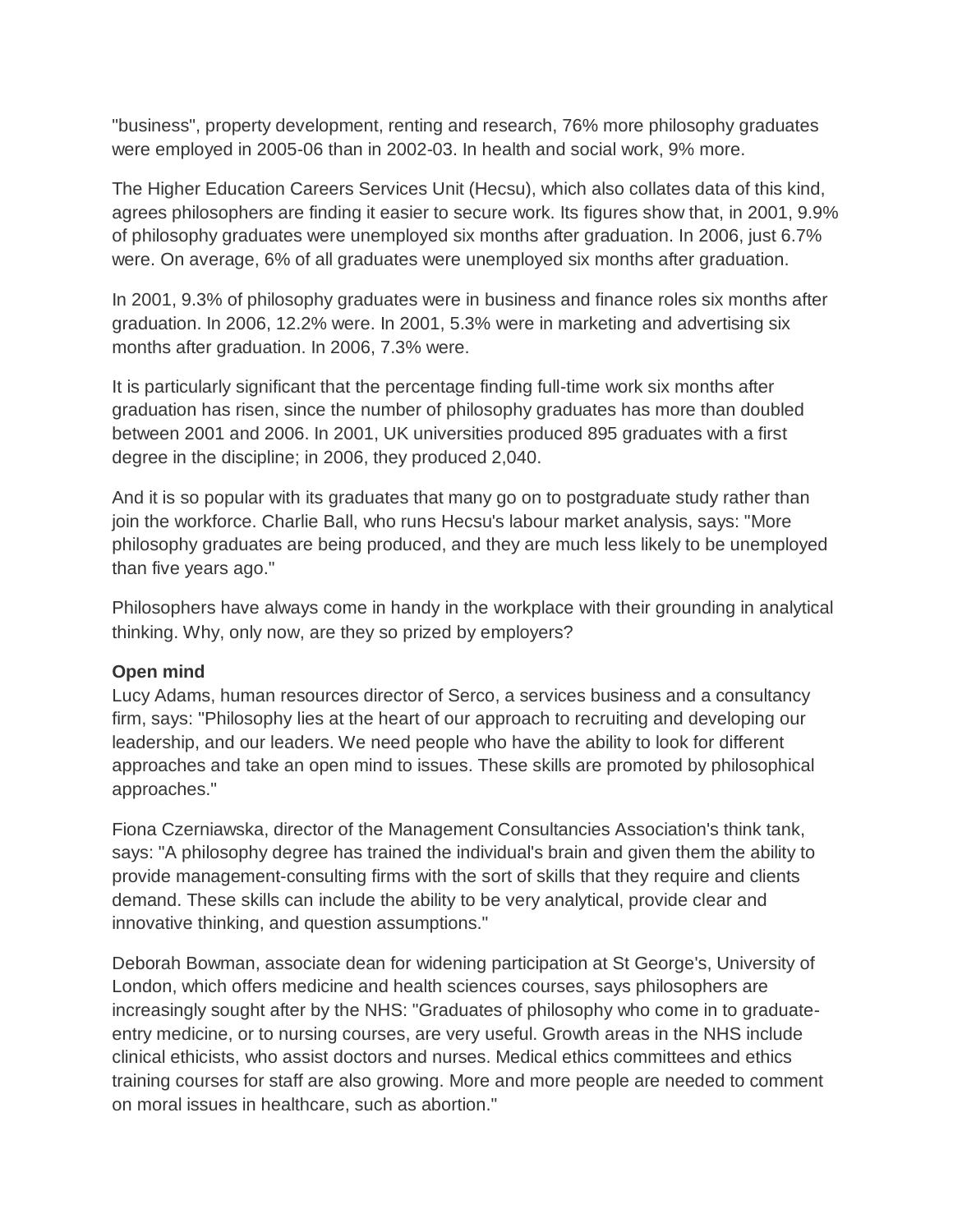"business", property development, renting and research, 76% more philosophy graduates were employed in 2005-06 than in 2002-03. In health and social work, 9% more.

The Higher Education Careers Services Unit (Hecsu), which also collates data of this kind, agrees philosophers are finding it easier to secure work. Its figures show that, in 2001, 9.9% of philosophy graduates were unemployed six months after graduation. In 2006, just 6.7% were. On average, 6% of all graduates were unemployed six months after graduation.

In 2001, 9.3% of philosophy graduates were in business and finance roles six months after graduation. In 2006, 12.2% were. In 2001, 5.3% were in marketing and advertising six months after graduation. In 2006, 7.3% were.

It is particularly significant that the percentage finding full-time work six months after graduation has risen, since the number of philosophy graduates has more than doubled between 2001 and 2006. In 2001, UK universities produced 895 graduates with a first degree in the discipline; in 2006, they produced 2,040.

And it is so popular with its graduates that many go on to postgraduate study rather than join the workforce. Charlie Ball, who runs Hecsu's labour market analysis, says: "More philosophy graduates are being produced, and they are much less likely to be unemployed than five years ago."

Philosophers have always come in handy in the workplace with their grounding in analytical thinking. Why, only now, are they so prized by employers?

**Open mind**

Lucy Adams, human resources director of Serco, a services business and a consultancy firm, says: "Philosophy lies at the heart of our approach to recruiting and developing our leadership, and our leaders. We need people who have the ability to look for different approaches and take an open mind to issues. These skills are promoted by philosophical approaches."

Fiona Czerniawska, director of the Management Consultancies Association's think tank, says: "A philosophy degree has trained the individual's brain and given them the ability to provide management-consulting firms with the sort of skills that they require and clients demand. These skills can include the ability to be very analytical, provide clear and innovative thinking, and question assumptions."

Deborah Bowman, associate dean for widening participation at St George's, University of London, which offers medicine and health sciences courses, says philosophers are increasingly sought after by the NHS: "Graduates of philosophy who come in to graduate-entry medicine, or to nursing courses, are very useful. Growth areas in the NHS include clinical ethicists, who assist doctors and nurses. Medical ethics committees and ethics training courses for staff are also growing. More and more people are needed to comment on moral issues in healthcare, such as abortion."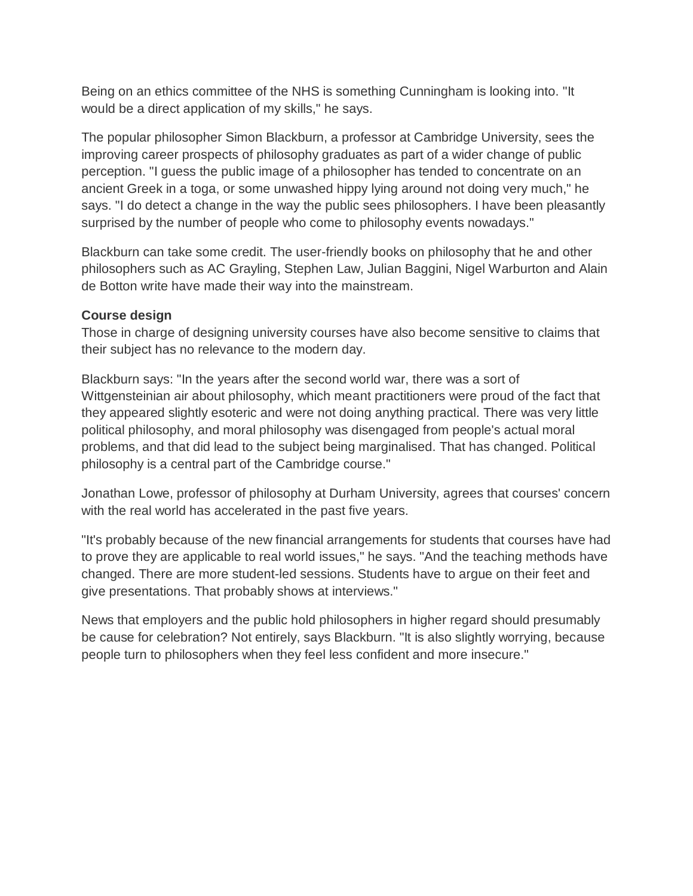Being on an ethics committee of the NHS is something Cunningham is looking into. "It would be a direct application of my skills," he says.

The popular philosopher Simon Blackburn, a professor at Cambridge University, sees the improving career prospects of philosophy graduates as part of a wider change of public perception. "I guess the public image of a philosopher has tended to concentrate on an ancient Greek in a toga, or some unwashed hippy lying around not doing very much," he says. "I do detect a change in the way the public sees philosophers. I have been pleasantly surprised by the number of people who come to philosophy events nowadays."

Blackburn can take some credit. The user-friendly books on philosophy that he and other philosophers such as AC Grayling, Stephen Law, Julian Baggini, Nigel Warburton and Alain de Botton write have made their way into the mainstream.

**Course design**

Those in charge of designing university courses have also become sensitive to claims that their subject has no relevance to the modern day.

Blackburn says: "In the years after the second world war, there was a sort of Wittgensteinian air about philosophy, which meant practitioners were proud of the fact that they appeared slightly esoteric and were not doing anything practical. There was very little political philosophy, and moral philosophy was disengaged from people's actual moral problems, and that did lead to the subject being marginalised. That has changed. Political philosophy is a central part of the Cambridge course."

Jonathan Lowe, professor of philosophy at Durham University, agrees that courses' concern with the real world has accelerated in the past five years.

"It's probably because of the new financial arrangements for students that courses have had to prove they are applicable to real world issues," he says. "And the teaching methods have changed. There are more student-led sessions. Students have to argue on their feet and give presentations. That probably shows at interviews."

News that employers and the public hold philosophers in higher regard should presumably be cause for celebration? Not entirely, says Blackburn. "It is also slightly worrying, because people turn to philosophers when they feel less confident and more insecure."